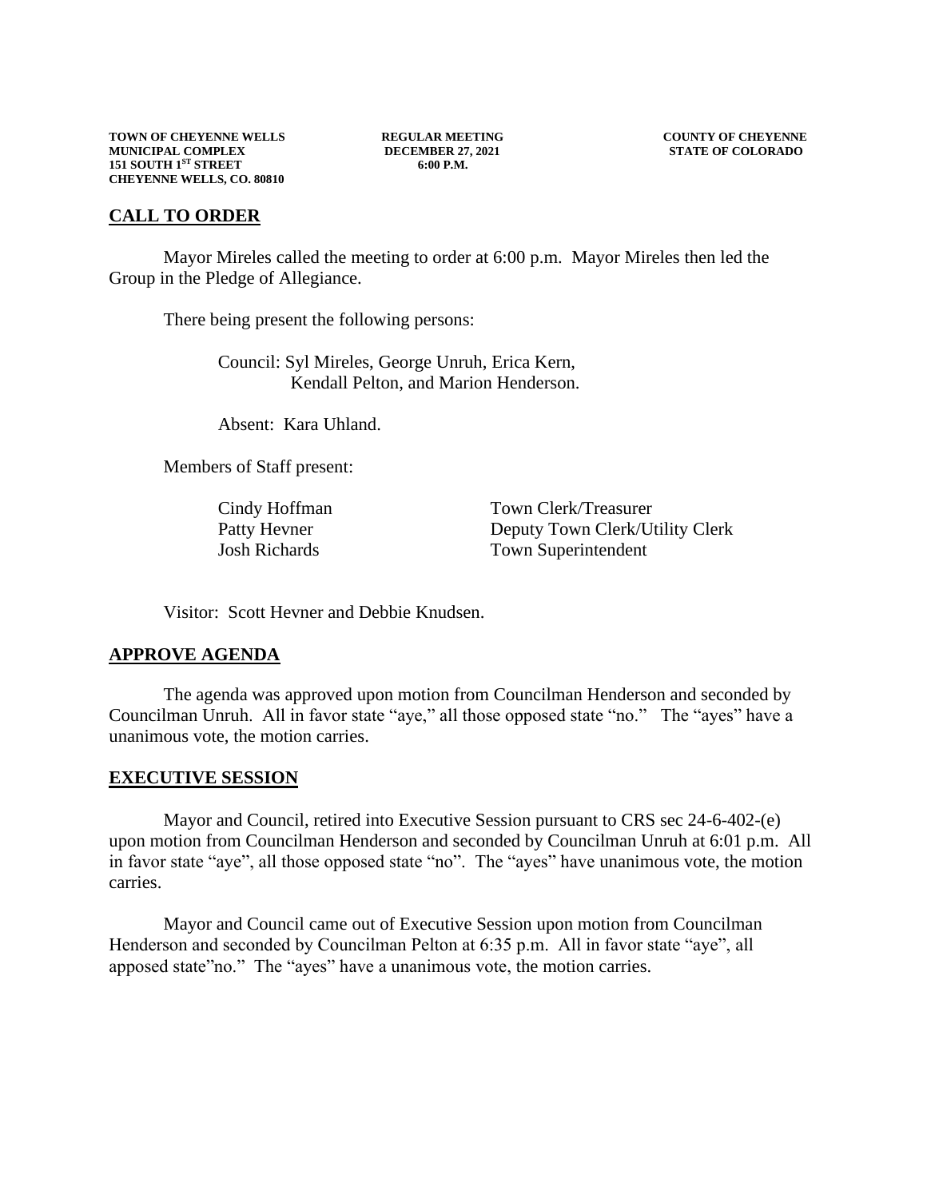**TOWN OF CHEYENNE WELLS**
**MUNICIPAL COMPLEX**
**151 SOUTH 1ST STREET**
**CHEYENNE WELLS, CO. 80810**

**REGULAR MEETING**
**DECEMBER 27, 2021**
**6:00 P.M.**

**COUNTY OF CHEYENNE**
**STATE OF COLORADO**

## CALL TO ORDER

Mayor Mireles called the meeting to order at 6:00 p.m. Mayor Mireles then led the Group in the Pledge of Allegiance.

There being present the following persons:

Council: Syl Mireles, George Unruh, Erica Kern, Kendall Pelton, and Marion Henderson.

Absent: Kara Uhland.

Members of Staff present:

| | |
|---|---|
| Cindy Hoffman | Town Clerk/Treasurer |
| Patty Hevner | Deputy Town Clerk/Utility Clerk |
| Josh Richards | Town Superintendent |

Visitor: Scott Hevner and Debbie Knudsen.

## APPROVE AGENDA

The agenda was approved upon motion from Councilman Henderson and seconded by Councilman Unruh. All in favor state "aye," all those opposed state "no." The "ayes" have a unanimous vote, the motion carries.

## EXECUTIVE SESSION

Mayor and Council, retired into Executive Session pursuant to CRS sec 24-6-402-(e) upon motion from Councilman Henderson and seconded by Councilman Unruh at 6:01 p.m. All in favor state "aye", all those opposed state "no". The "ayes" have unanimous vote, the motion carries.

Mayor and Council came out of Executive Session upon motion from Councilman Henderson and seconded by Councilman Pelton at 6:35 p.m. All in favor state "aye", all apposed state"no." The "ayes" have a unanimous vote, the motion carries.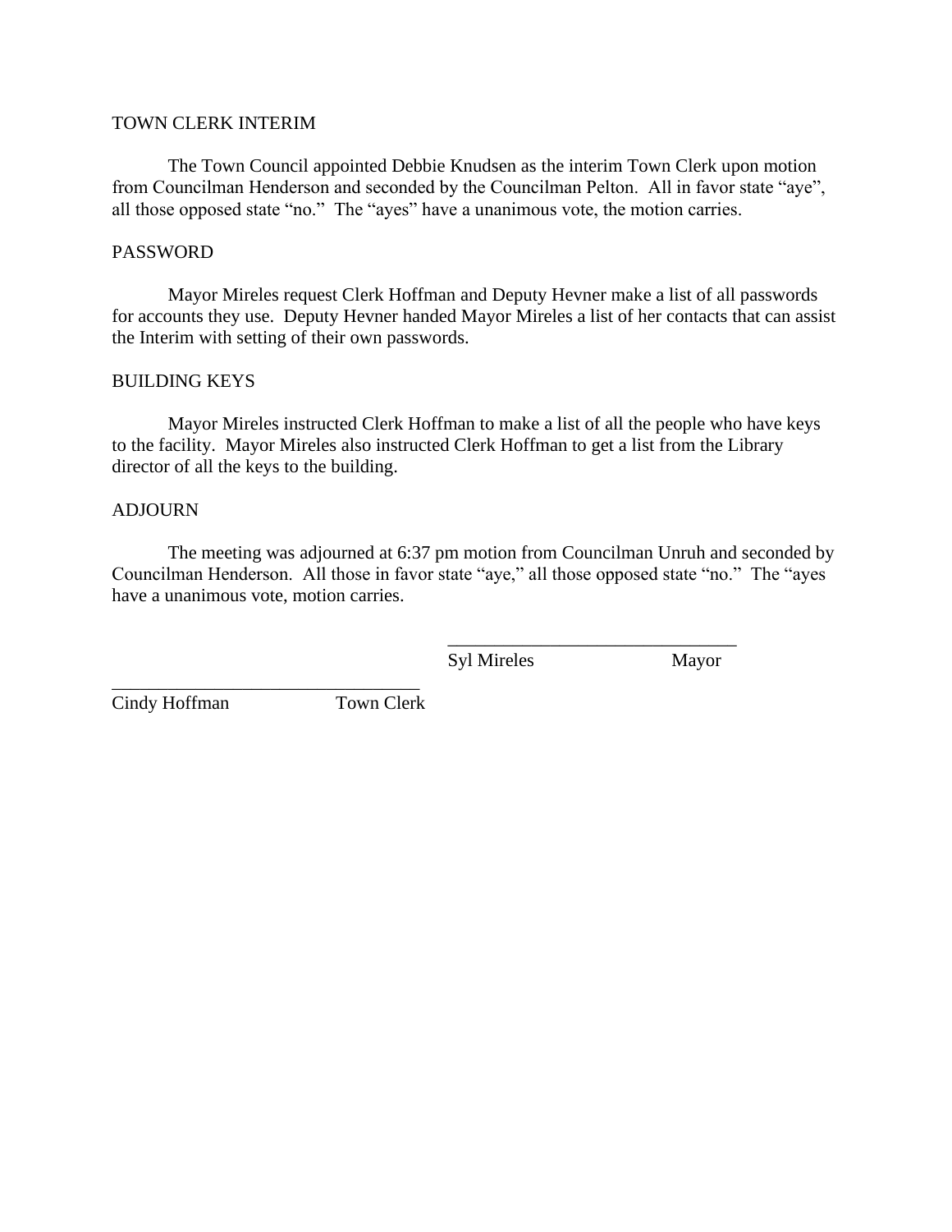TOWN CLERK INTERIM

The Town Council appointed Debbie Knudsen as the interim Town Clerk upon motion from Councilman Henderson and seconded by the Councilman Pelton. All in favor state "aye", all those opposed state "no." The "ayes" have a unanimous vote, the motion carries.

PASSWORD

Mayor Mireles request Clerk Hoffman and Deputy Hevner make a list of all passwords for accounts they use. Deputy Hevner handed Mayor Mireles a list of her contacts that can assist the Interim with setting of their own passwords.

BUILDING KEYS

Mayor Mireles instructed Clerk Hoffman to make a list of all the people who have keys to the facility. Mayor Mireles also instructed Clerk Hoffman to get a list from the Library director of all the keys to the building.

ADJOURN

The meeting was adjourned at 6:37 pm motion from Councilman Unruh and seconded by Councilman Henderson. All those in favor state "aye," all those opposed state "no." The "ayes have a unanimous vote, motion carries.

\_\_\_\_\_\_\_\_\_\_\_\_\_\_\_\_\_\_\_\_\_\_\_\_\_\_\_\_\_\_\_\_
Syl Mireles Mayor

\_\_\_\_\_\_\_\_\_\_\_\_\_\_\_\_\_\_\_\_\_\_\_\_\_\_\_\_\_\_\_\_
Cindy Hoffman Town Clerk